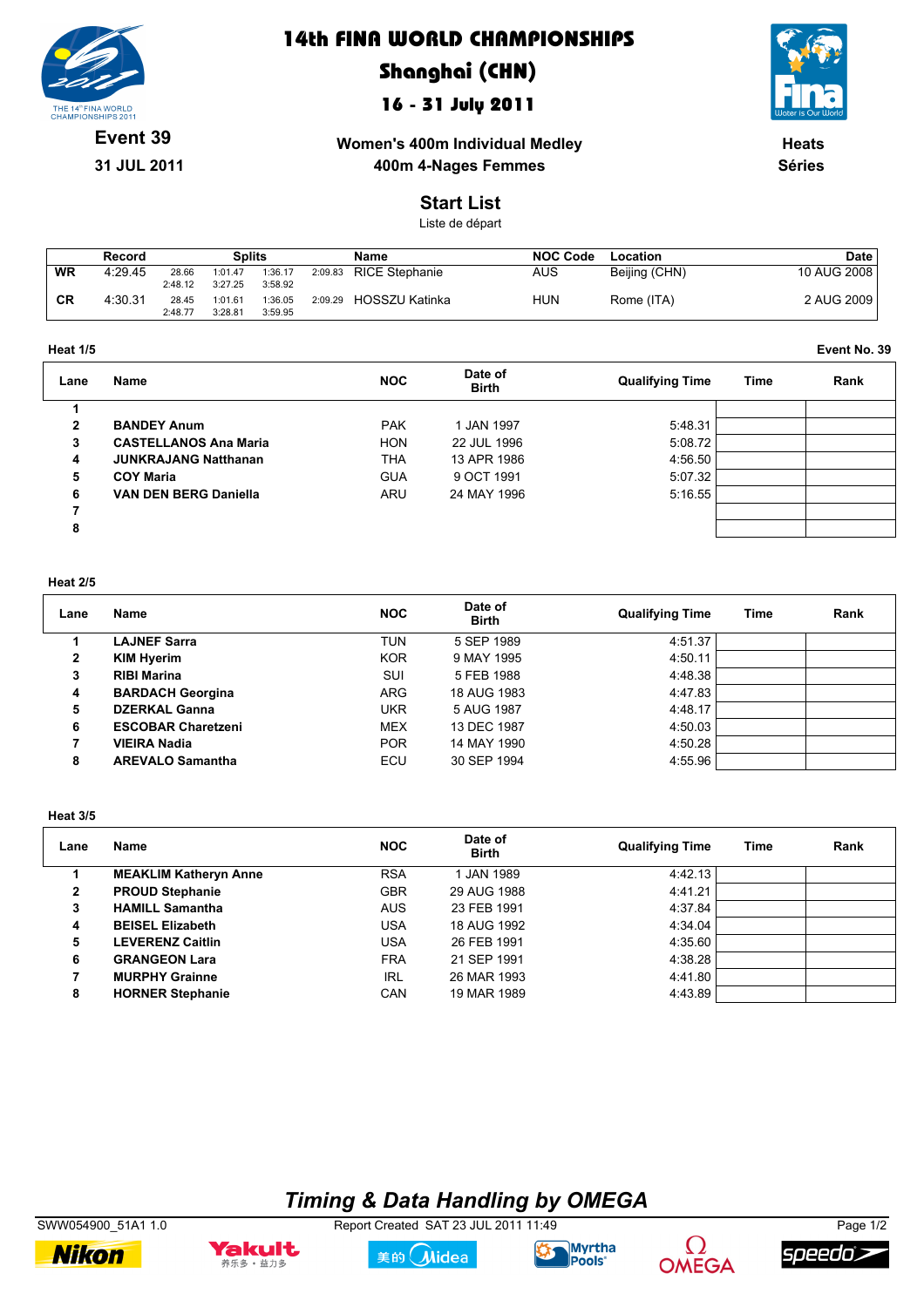# 14th FINA WORLD CHAMPIONSHIPS

## Shanghai (CHN)

### 16 - 31 July 2011

**Event 39**

**31 JUL 2011**

**Women's 400m Individual Medley**

**400m 4-Nages Femmes**

**Heats**

**Séries**

## Start List

Liste de départ

| | Record | Splits | | | | Name | NOC Code | Location | Date |
|---|---|---|---|---|---|---|---|---|---|
| WR | 4:29.45 | 28.66 / 2:48.12 | 1:01.47 / 3:27.25 | 1:36.17 / 3:58.92 | 2:09.83 | RICE Stephanie | AUS | Beijing (CHN) | 10 AUG 2008 |
| CR | 4:30.31 | 28.45 / 2:48.77 | 1:01.61 / 3:28.81 | 1:36.05 / 3:59.95 | 2:09.29 | HOSSZU Katinka | HUN | Rome (ITA) | 2 AUG 2009 |

**Heat 1/5** — **Event No. 39**

| Lane | Name | NOC | Date of Birth | Qualifying Time | Time | Rank |
|---|---|---|---|---|---|---|
| 1 | | | | | | |
| 2 | **BANDEY Anum** | PAK | 1 JAN 1997 | 5:48.31 | | |
| 3 | **CASTELLANOS Ana Maria** | HON | 22 JUL 1996 | 5:08.72 | | |
| 4 | **JUNKRAJANG Natthanan** | THA | 13 APR 1986 | 4:56.50 | | |
| 5 | **COY Maria** | GUA | 9 OCT 1991 | 5:07.32 | | |
| 6 | **VAN DEN BERG Daniella** | ARU | 24 MAY 1996 | 5:16.55 | | |
| 7 | | | | | | |
| 8 | | | | | | |

**Heat 2/5**

| Lane | Name | NOC | Date of Birth | Qualifying Time | Time | Rank |
|---|---|---|---|---|---|---|
| 1 | **LAJNEF Sarra** | TUN | 5 SEP 1989 | 4:51.37 | | |
| 2 | **KIM Hyerim** | KOR | 9 MAY 1995 | 4:50.11 | | |
| 3 | **RIBI Marina** | SUI | 5 FEB 1988 | 4:48.38 | | |
| 4 | **BARDACH Georgina** | ARG | 18 AUG 1983 | 4:47.83 | | |
| 5 | **DZERKAL Ganna** | UKR | 5 AUG 1987 | 4:48.17 | | |
| 6 | **ESCOBAR Charetzeni** | MEX | 13 DEC 1987 | 4:50.03 | | |
| 7 | **VIEIRA Nadia** | POR | 14 MAY 1990 | 4:50.28 | | |
| 8 | **AREVALO Samantha** | ECU | 30 SEP 1994 | 4:55.96 | | |

**Heat 3/5**

| Lane | Name | NOC | Date of Birth | Qualifying Time | Time | Rank |
|---|---|---|---|---|---|---|
| 1 | **MEAKLIM Katheryn Anne** | RSA | 1 JAN 1989 | 4:42.13 | | |
| 2 | **PROUD Stephanie** | GBR | 29 AUG 1988 | 4:41.21 | | |
| 3 | **HAMILL Samantha** | AUS | 23 FEB 1991 | 4:37.84 | | |
| 4 | **BEISEL Elizabeth** | USA | 18 AUG 1992 | 4:34.04 | | |
| 5 | **LEVERENZ Caitlin** | USA | 26 FEB 1991 | 4:35.60 | | |
| 6 | **GRANGEON Lara** | FRA | 21 SEP 1991 | 4:38.28 | | |
| 7 | **MURPHY Grainne** | IRL | 26 MAR 1993 | 4:41.80 | | |
| 8 | **HORNER Stephanie** | CAN | 19 MAR 1989 | 4:43.89 | | |

*Timing & Data Handling by OMEGA*

SWW054900_51A1 1.0 — Report Created SAT 23 JUL 2011 11:49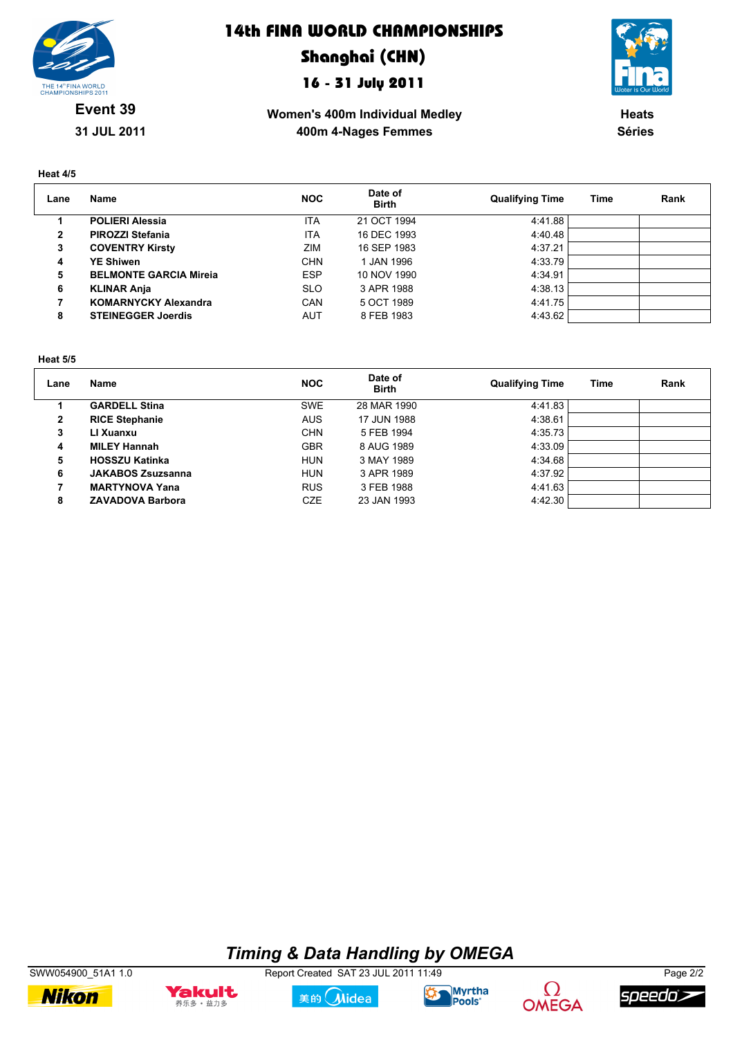# 14th FINA WORLD CHAMPIONSHIPS
## Shanghai (CHN)
### 16 - 31 July 2011

**Event 39**

**31 JUL 2011**

**Women's 400m Individual Medley**
**400m 4-Nages Femmes**

**Heats**
**Séries**

**Heat 4/5**

| Lane | Name | NOC | Date of Birth | Qualifying Time | Time | Rank |
|---|---|---|---|---|---|---|
| 1 | **POLIERI Alessia** | ITA | 21 OCT 1994 | 4:41.88 | | |
| 2 | **PIROZZI Stefania** | ITA | 16 DEC 1993 | 4:40.48 | | |
| 3 | **COVENTRY Kirsty** | ZIM | 16 SEP 1983 | 4:37.21 | | |
| 4 | **YE Shiwen** | CHN | 1 JAN 1996 | 4:33.79 | | |
| 5 | **BELMONTE GARCIA Mireia** | ESP | 10 NOV 1990 | 4:34.91 | | |
| 6 | **KLINAR Anja** | SLO | 3 APR 1988 | 4:38.13 | | |
| 7 | **KOMARNYCKY Alexandra** | CAN | 5 OCT 1989 | 4:41.75 | | |
| 8 | **STEINEGGER Joerdis** | AUT | 8 FEB 1983 | 4:43.62 | | |

**Heat 5/5**

| Lane | Name | NOC | Date of Birth | Qualifying Time | Time | Rank |
|---|---|---|---|---|---|---|
| 1 | **GARDELL Stina** | SWE | 28 MAR 1990 | 4:41.83 | | |
| 2 | **RICE Stephanie** | AUS | 17 JUN 1988 | 4:38.61 | | |
| 3 | **LI Xuanxu** | CHN | 5 FEB 1994 | 4:35.73 | | |
| 4 | **MILEY Hannah** | GBR | 8 AUG 1989 | 4:33.09 | | |
| 5 | **HOSSZU Katinka** | HUN | 3 MAY 1989 | 4:34.68 | | |
| 6 | **JAKABOS Zsuzsanna** | HUN | 3 APR 1989 | 4:37.92 | | |
| 7 | **MARTYNOVA Yana** | RUS | 3 FEB 1988 | 4:41.63 | | |
| 8 | **ZAVADOVA Barbora** | CZE | 23 JAN 1993 | 4:42.30 | | |

*Timing & Data Handling by OMEGA*

SWW054900_51A1 1.0 — Report Created SAT 23 JUL 2011 11:49